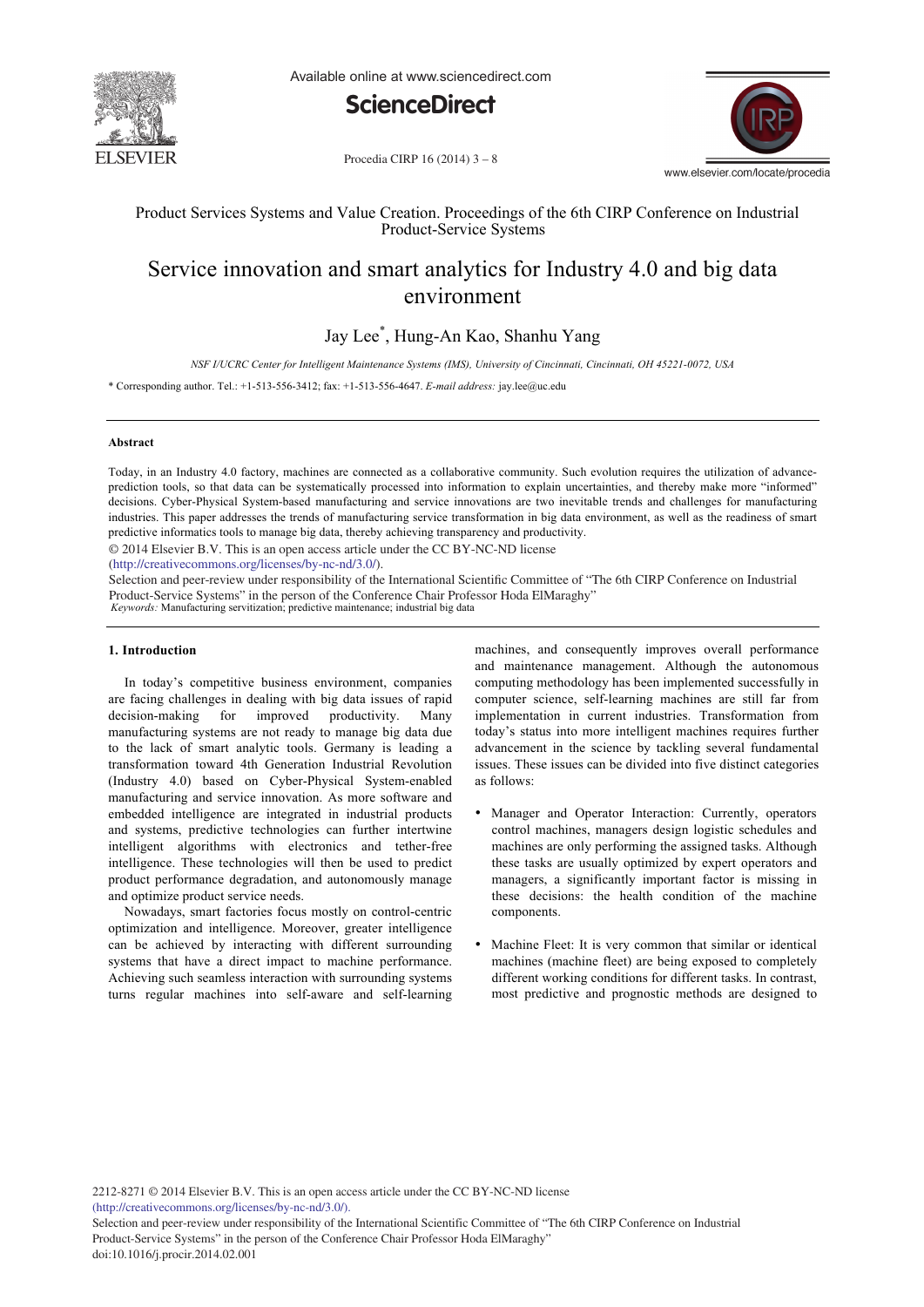Product Services Systems and Value Creation. Proceedings of the 6th CIRP Conference on Industrial Product-Service Systems

# Service innovation and smart analytics for Industry 4.0 and big data environment

Jay Lee*, Hung-An Kao, Shanhu Yang

*NSF I/UCRC Center for Intelligent Maintenance Systems (IMS), University of Cincinnati, Cincinnati, OH 45221-0072, USA*

* Corresponding author. Tel.: +1-513-556-3412; fax: +1-513-556-4647. *E-mail address:* jay.lee@uc.edu

## Abstract

Today, in an Industry 4.0 factory, machines are connected as a collaborative community. Such evolution requires the utilization of advance-prediction tools, so that data can be systematically processed into information to explain uncertainties, and thereby make more "informed" decisions. Cyber-Physical System-based manufacturing and service innovations are two inevitable trends and challenges for manufacturing industries. This paper addresses the trends of manufacturing service transformation in big data environment, as well as the readiness of smart predictive informatics tools to manage big data, thereby achieving transparency and productivity.

© 2014 Elsevier B.V. This is an open access article under the CC BY-NC-ND license (http://creativecommons.org/licenses/by-nc-nd/3.0/).

Selection and peer-review under responsibility of the International Scientific Committee of "The 6th CIRP Conference on Industrial Product-Service Systems" in the person of the Conference Chair Professor Hoda ElMaraghy"

*Keywords:* Manufacturing servitization; predictive maintenance; industrial big data

## 1. Introduction

In today's competitive business environment, companies are facing challenges in dealing with big data issues of rapid decision-making for improved productivity. Many manufacturing systems are not ready to manage big data due to the lack of smart analytic tools. Germany is leading a transformation toward 4th Generation Industrial Revolution (Industry 4.0) based on Cyber-Physical System-enabled manufacturing and service innovation. As more software and embedded intelligence are integrated in industrial products and systems, predictive technologies can further intertwine intelligent algorithms with electronics and tether-free intelligence. These technologies will then be used to predict product performance degradation, and autonomously manage and optimize product service needs.

Nowadays, smart factories focus mostly on control-centric optimization and intelligence. Moreover, greater intelligence can be achieved by interacting with different surrounding systems that have a direct impact to machine performance. Achieving such seamless interaction with surrounding systems turns regular machines into self-aware and self-learning machines, and consequently improves overall performance and maintenance management. Although the autonomous computing methodology has been implemented successfully in computer science, self-learning machines are still far from implementation in current industries. Transformation from today's status into more intelligent machines requires further advancement in the science by tackling several fundamental issues. These issues can be divided into five distinct categories as follows:

- Manager and Operator Interaction: Currently, operators control machines, managers design logistic schedules and machines are only performing the assigned tasks. Although these tasks are usually optimized by expert operators and managers, a significantly important factor is missing in these decisions: the health condition of the machine components.

- Machine Fleet: It is very common that similar or identical machines (machine fleet) are being exposed to completely different working conditions for different tasks. In contrast, most predictive and prognostic methods are designed to

2212-8271 © 2014 Elsevier B.V. This is an open access article under the CC BY-NC-ND license (http://creativecommons.org/licenses/by-nc-nd/3.0/).
Selection and peer-review under responsibility of the International Scientific Committee of "The 6th CIRP Conference on Industrial Product-Service Systems" in the person of the Conference Chair Professor Hoda ElMaraghy"
doi:10.1016/j.procir.2014.02.001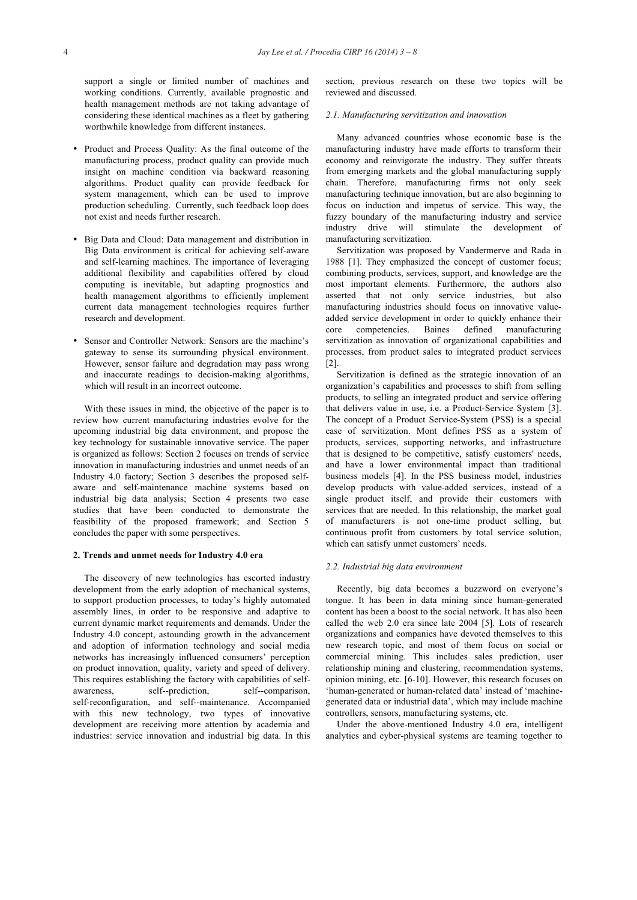support a single or limited number of machines and working conditions. Currently, available prognostic and health management methods are not taking advantage of considering these identical machines as a fleet by gathering worthwhile knowledge from different instances.

- Product and Process Quality: As the final outcome of the manufacturing process, product quality can provide much insight on machine condition via backward reasoning algorithms. Product quality can provide feedback for system management, which can be used to improve production scheduling. Currently, such feedback loop does not exist and needs further research.

- Big Data and Cloud: Data management and distribution in Big Data environment is critical for achieving self-aware and self-learning machines. The importance of leveraging additional flexibility and capabilities offered by cloud computing is inevitable, but adapting prognostics and health management algorithms to efficiently implement current data management technologies requires further research and development.

- Sensor and Controller Network: Sensors are the machine's gateway to sense its surrounding physical environment. However, sensor failure and degradation may pass wrong and inaccurate readings to decision-making algorithms, which will result in an incorrect outcome.

With these issues in mind, the objective of the paper is to review how current manufacturing industries evolve for the upcoming industrial big data environment, and propose the key technology for sustainable innovative service. The paper is organized as follows: Section 2 focuses on trends of service innovation in manufacturing industries and unmet needs of an Industry 4.0 factory; Section 3 describes the proposed self-aware and self-maintenance machine systems based on industrial big data analysis; Section 4 presents two case studies that have been conducted to demonstrate the feasibility of the proposed framework; and Section 5 concludes the paper with some perspectives.

## 2. Trends and unmet needs for Industry 4.0 era

The discovery of new technologies has escorted industry development from the early adoption of mechanical systems, to support production processes, to today's highly automated assembly lines, in order to be responsive and adaptive to current dynamic market requirements and demands. Under the Industry 4.0 concept, astounding growth in the advancement and adoption of information technology and social media networks has increasingly influenced consumers' perception on product innovation, quality, variety and speed of delivery. This requires establishing the factory with capabilities of self-awareness, self--prediction, self--comparison, self-reconfiguration, and self--maintenance. Accompanied with this new technology, two types of innovative development are receiving more attention by academia and industries: service innovation and industrial big data. In this section, previous research on these two topics will be reviewed and discussed.

### 2.1. Manufacturing servitization and innovation

Many advanced countries whose economic base is the manufacturing industry have made efforts to transform their economy and reinvigorate the industry. They suffer threats from emerging markets and the global manufacturing supply chain. Therefore, manufacturing firms not only seek manufacturing technique innovation, but are also beginning to focus on induction and impetus of service. This way, the fuzzy boundary of the manufacturing industry and service industry drive will stimulate the development of manufacturing servitization.

Servitization was proposed by Vandermerve and Rada in 1988 [1]. They emphasized the concept of customer focus; combining products, services, support, and knowledge are the most important elements. Furthermore, the authors also asserted that not only service industries, but also manufacturing industries should focus on innovative value-added service development in order to quickly enhance their core competencies. Baines defined manufacturing servitization as innovation of organizational capabilities and processes, from product sales to integrated product services [2].

Servitization is defined as the strategic innovation of an organization's capabilities and processes to shift from selling products, to selling an integrated product and service offering that delivers value in use, i.e. a Product-Service System [3]. The concept of a Product Service-System (PSS) is a special case of servitization. Mont defines PSS as a system of products, services, supporting networks, and infrastructure that is designed to be competitive, satisfy customers' needs, and have a lower environmental impact than traditional business models [4]. In the PSS business model, industries develop products with value-added services, instead of a single product itself, and provide their customers with services that are needed. In this relationship, the market goal of manufacturers is not one-time product selling, but continuous profit from customers by total service solution, which can satisfy unmet customers' needs.

### 2.2. Industrial big data environment

Recently, big data becomes a buzzword on everyone's tongue. It has been in data mining since human-generated content has been a boost to the social network. It has also been called the web 2.0 era since late 2004 [5]. Lots of research organizations and companies have devoted themselves to this new research topic, and most of them focus on social or commercial mining. This includes sales prediction, user relationship mining and clustering, recommendation systems, opinion mining, etc. [6-10]. However, this research focuses on 'human-generated or human-related data' instead of 'machine-generated data or industrial data', which may include machine controllers, sensors, manufacturing systems, etc.

Under the above-mentioned Industry 4.0 era, intelligent analytics and cyber-physical systems are teaming together to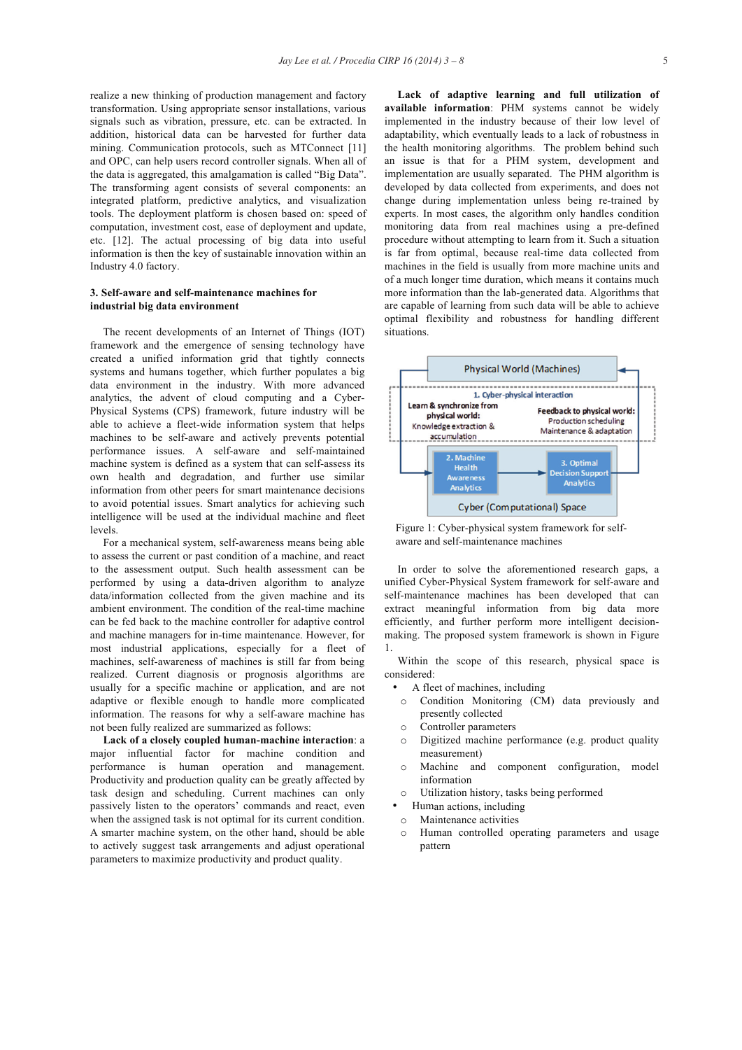realize a new thinking of production management and factory transformation. Using appropriate sensor installations, various signals such as vibration, pressure, etc. can be extracted. In addition, historical data can be harvested for further data mining. Communication protocols, such as MTConnect [11] and OPC, can help users record controller signals. When all of the data is aggregated, this amalgamation is called "Big Data". The transforming agent consists of several components: an integrated platform, predictive analytics, and visualization tools. The deployment platform is chosen based on: speed of computation, investment cost, ease of deployment and update, etc. [12]. The actual processing of big data into useful information is then the key of sustainable innovation within an Industry 4.0 factory.

## 3. Self-aware and self-maintenance machines for industrial big data environment

The recent developments of an Internet of Things (IOT) framework and the emergence of sensing technology have created a unified information grid that tightly connects systems and humans together, which further populates a big data environment in the industry. With more advanced analytics, the advent of cloud computing and a Cyber-Physical Systems (CPS) framework, future industry will be able to achieve a fleet-wide information system that helps machines to be self-aware and actively prevents potential performance issues. A self-aware and self-maintained machine system is defined as a system that can self-assess its own health and degradation, and further use similar information from other peers for smart maintenance decisions to avoid potential issues. Smart analytics for achieving such intelligence will be used at the individual machine and fleet levels.

For a mechanical system, self-awareness means being able to assess the current or past condition of a machine, and react to the assessment output. Such health assessment can be performed by using a data-driven algorithm to analyze data/information collected from the given machine and its ambient environment. The condition of the real-time machine can be fed back to the machine controller for adaptive control and machine managers for in-time maintenance. However, for most industrial applications, especially for a fleet of machines, self-awareness of machines is still far from being realized. Current diagnosis or prognosis algorithms are usually for a specific machine or application, and are not adaptive or flexible enough to handle more complicated information. The reasons for why a self-aware machine has not been fully realized are summarized as follows:

**Lack of a closely coupled human-machine interaction**: a major influential factor for machine condition and performance is human operation and management. Productivity and production quality can be greatly affected by task design and scheduling. Current machines can only passively listen to the operators' commands and react, even when the assigned task is not optimal for its current condition. A smarter machine system, on the other hand, should be able to actively suggest task arrangements and adjust operational parameters to maximize productivity and product quality.

**Lack of adaptive learning and full utilization of available information**: PHM systems cannot be widely implemented in the industry because of their low level of adaptability, which eventually leads to a lack of robustness in the health monitoring algorithms. The problem behind such an issue is that for a PHM system, development and implementation are usually separated. The PHM algorithm is developed by data collected from experiments, and does not change during implementation unless being re-trained by experts. In most cases, the algorithm only handles condition monitoring data from real machines using a pre-defined procedure without attempting to learn from it. Such a situation is far from optimal, because real-time data collected from machines in the field is usually from more machine units and of a much longer time duration, which means it contains much more information than the lab-generated data. Algorithms that are capable of learning from such data will be able to achieve optimal flexibility and robustness for handling different situations.

Physical World (Machines)

1. Cyber-physical interaction

Learn & synchronize from physical world:
Knowledge extraction & accumulation

Feedback to physical world:
Production scheduling
Maintenance & adaptation

2. Machine Health Awareness Analytics

3. Optimal Decision Support Analytics

Cyber (Computational) Space

Figure 1: Cyber-physical system framework for self-aware and self-maintenance machines

In order to solve the aforementioned research gaps, a unified Cyber-Physical System framework for self-aware and self-maintenance machines has been developed that can extract meaningful information from big data more efficiently, and further perform more intelligent decision-making. The proposed system framework is shown in Figure 1.

Within the scope of this research, physical space is considered:

- A fleet of machines, including
  - Condition Monitoring (CM) data previously and presently collected
  - Controller parameters
  - Digitized machine performance (e.g. product quality measurement)
  - Machine and component configuration, model information
  - Utilization history, tasks being performed
- Human actions, including
  - Maintenance activities
  - Human controlled operating parameters and usage pattern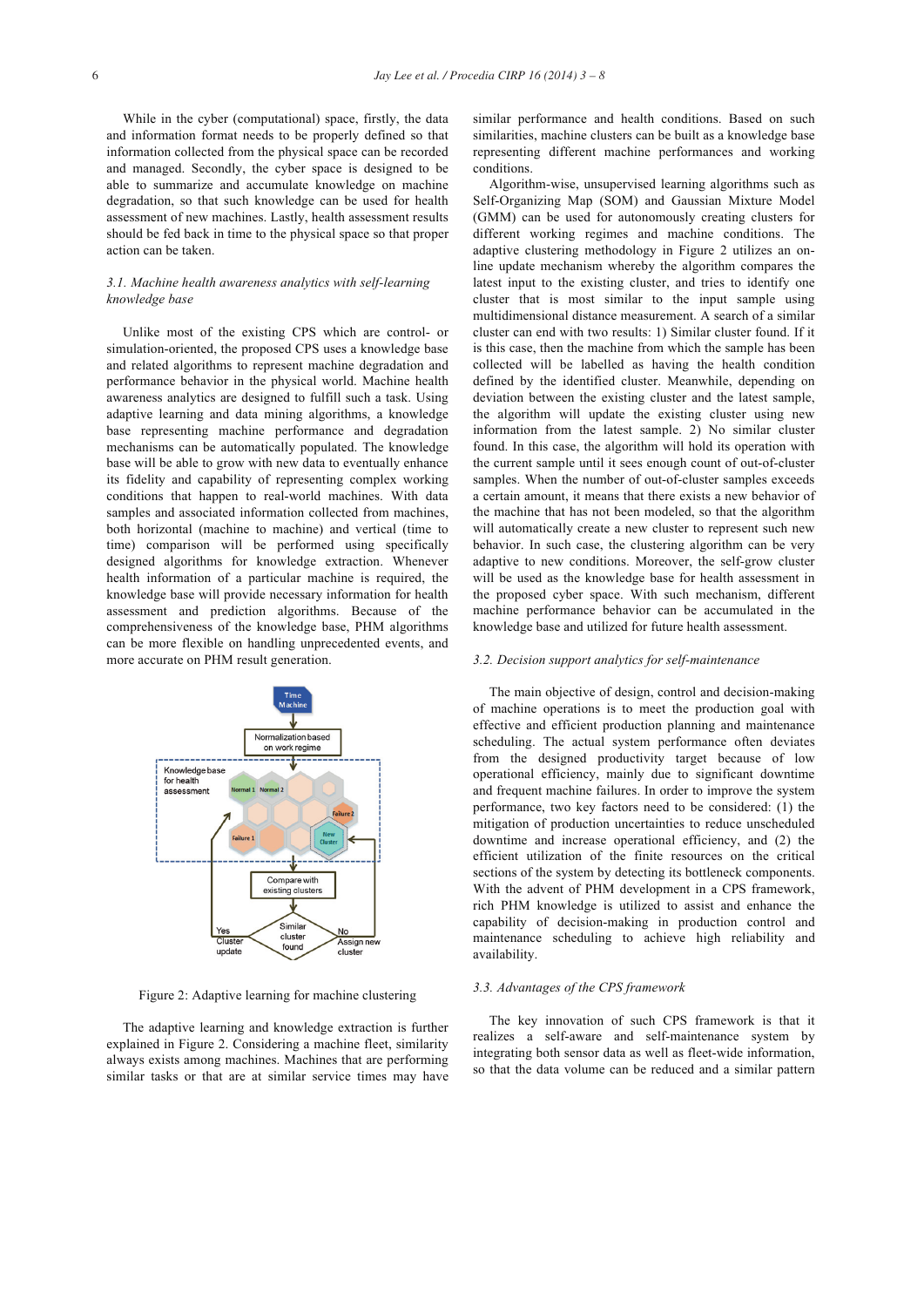While in the cyber (computational) space, firstly, the data and information format needs to be properly defined so that information collected from the physical space can be recorded and managed. Secondly, the cyber space is designed to be able to summarize and accumulate knowledge on machine degradation, so that such knowledge can be used for health assessment of new machines. Lastly, health assessment results should be fed back in time to the physical space so that proper action can be taken.

### *3.1. Machine health awareness analytics with self-learning knowledge base*

Unlike most of the existing CPS which are control- or simulation-oriented, the proposed CPS uses a knowledge base and related algorithms to represent machine degradation and performance behavior in the physical world. Machine health awareness analytics are designed to fulfill such a task. Using adaptive learning and data mining algorithms, a knowledge base representing machine performance and degradation mechanisms can be automatically populated. The knowledge base will be able to grow with new data to eventually enhance its fidelity and capability of representing complex working conditions that happen to real-world machines. With data samples and associated information collected from machines, both horizontal (machine to machine) and vertical (time to time) comparison will be performed using specifically designed algorithms for knowledge extraction. Whenever health information of a particular machine is required, the knowledge base will provide necessary information for health assessment and prediction algorithms. Because of the comprehensiveness of the knowledge base, PHM algorithms can be more flexible on handling unprecedented events, and more accurate on PHM result generation.

Time Machine
Normalization based on work regime
Knowledge base for health assessment
Normal 1
Normal 2
Failure 2
Failure 1
New Cluster
Compare with existing clusters
Similar cluster found
Yes Cluster update
No Assign new cluster

Figure 2: Adaptive learning for machine clustering

The adaptive learning and knowledge extraction is further explained in Figure 2. Considering a machine fleet, similarity always exists among machines. Machines that are performing similar tasks or that are at similar service times may have similar performance and health conditions. Based on such similarities, machine clusters can be built as a knowledge base representing different machine performances and working conditions.

Algorithm-wise, unsupervised learning algorithms such as Self-Organizing Map (SOM) and Gaussian Mixture Model (GMM) can be used for autonomously creating clusters for different working regimes and machine conditions. The adaptive clustering methodology in Figure 2 utilizes an on-line update mechanism whereby the algorithm compares the latest input to the existing cluster, and tries to identify one cluster that is most similar to the input sample using multidimensional distance measurement. A search of a similar cluster can end with two results: 1) Similar cluster found. If it is this case, then the machine from which the sample has been collected will be labelled as having the health condition defined by the identified cluster. Meanwhile, depending on deviation between the existing cluster and the latest sample, the algorithm will update the existing cluster using new information from the latest sample. 2) No similar cluster found. In this case, the algorithm will hold its operation with the current sample until it sees enough count of out-of-cluster samples. When the number of out-of-cluster samples exceeds a certain amount, it means that there exists a new behavior of the machine that has not been modeled, so that the algorithm will automatically create a new cluster to represent such new behavior. In such case, the clustering algorithm can be very adaptive to new conditions. Moreover, the self-grow cluster will be used as the knowledge base for health assessment in the proposed cyber space. With such mechanism, different machine performance behavior can be accumulated in the knowledge base and utilized for future health assessment.

### *3.2. Decision support analytics for self-maintenance*

The main objective of design, control and decision-making of machine operations is to meet the production goal with effective and efficient production planning and maintenance scheduling. The actual system performance often deviates from the designed productivity target because of low operational efficiency, mainly due to significant downtime and frequent machine failures. In order to improve the system performance, two key factors need to be considered: (1) the mitigation of production uncertainties to reduce unscheduled downtime and increase operational efficiency, and (2) the efficient utilization of the finite resources on the critical sections of the system by detecting its bottleneck components. With the advent of PHM development in a CPS framework, rich PHM knowledge is utilized to assist and enhance the capability of decision-making in production control and maintenance scheduling to achieve high reliability and availability.

### *3.3. Advantages of the CPS framework*

The key innovation of such CPS framework is that it realizes a self-aware and self-maintenance system by integrating both sensor data as well as fleet-wide information, so that the data volume can be reduced and a similar pattern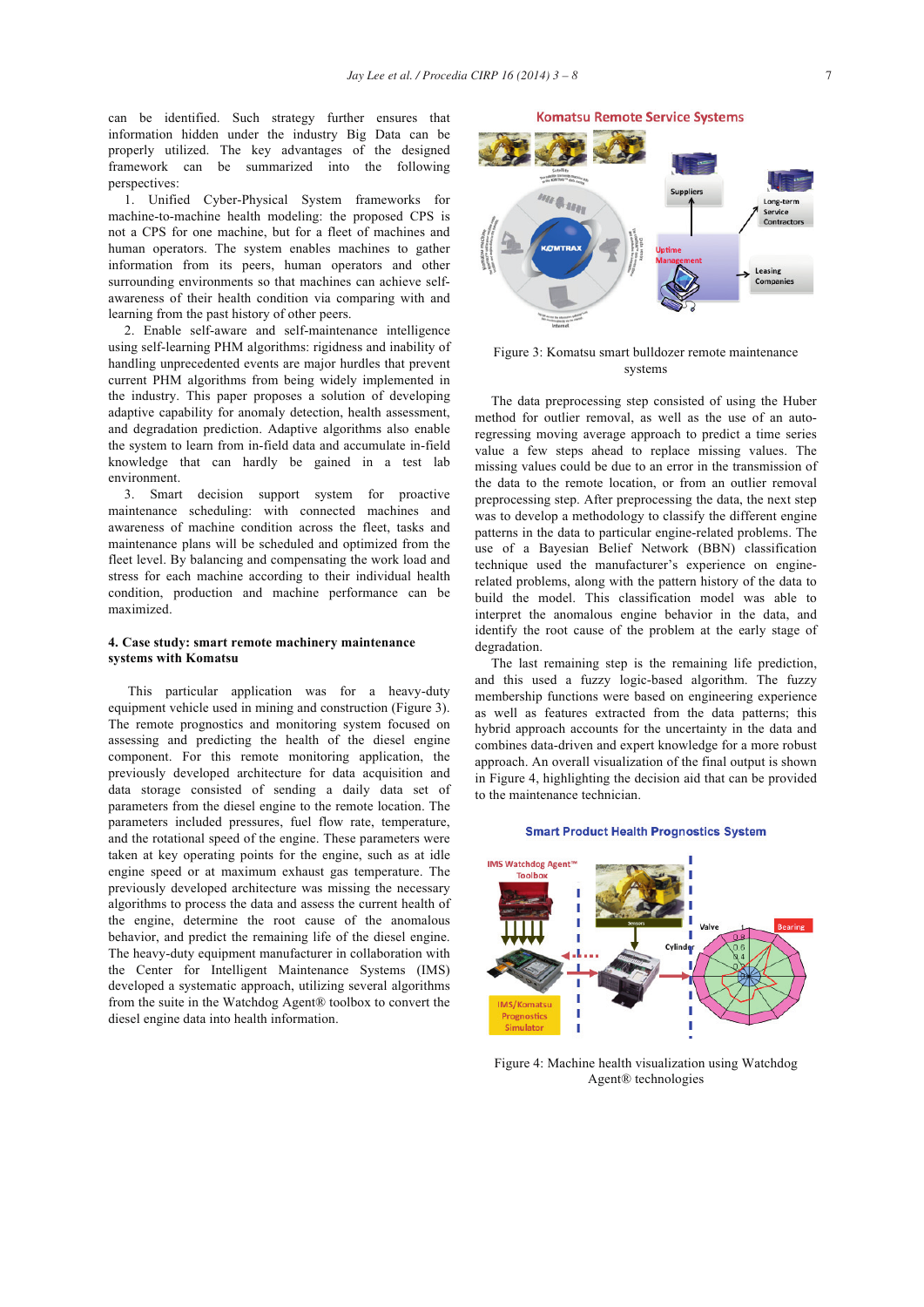can be identified. Such strategy further ensures that information hidden under the industry Big Data can be properly utilized. The key advantages of the designed framework can be summarized into the following perspectives:

1. Unified Cyber-Physical System frameworks for machine-to-machine health modeling: the proposed CPS is not a CPS for one machine, but for a fleet of machines and human operators. The system enables machines to gather information from its peers, human operators and other surrounding environments so that machines can achieve self-awareness of their health condition via comparing with and learning from the past history of other peers.
2. Enable self-aware and self-maintenance intelligence using self-learning PHM algorithms: rigidness and inability of handling unprecedented events are major hurdles that prevent current PHM algorithms from being widely implemented in the industry. This paper proposes a solution of developing adaptive capability for anomaly detection, health assessment, and degradation prediction. Adaptive algorithms also enable the system to learn from in-field data and accumulate in-field knowledge that can hardly be gained in a test lab environment.
3. Smart decision support system for proactive maintenance scheduling: with connected machines and awareness of machine condition across the fleet, tasks and maintenance plans will be scheduled and optimized from the fleet level. By balancing and compensating the work load and stress for each machine according to their individual health condition, production and machine performance can be maximized.

## 4. Case study: smart remote machinery maintenance systems with Komatsu

This particular application was for a heavy-duty equipment vehicle used in mining and construction (Figure 3). The remote prognostics and monitoring system focused on assessing and predicting the health of the diesel engine component. For this remote monitoring application, the previously developed architecture for data acquisition and data storage consisted of sending a daily data set of parameters from the diesel engine to the remote location. The parameters included pressures, fuel flow rate, temperature, and the rotational speed of the engine. These parameters were taken at key operating points for the engine, such as at idle engine speed or at maximum exhaust gas temperature. The previously developed architecture was missing the necessary algorithms to process the data and assess the current health of the engine, determine the root cause of the anomalous behavior, and predict the remaining life of the diesel engine. The heavy-duty equipment manufacturer in collaboration with the Center for Intelligent Maintenance Systems (IMS) developed a systematic approach, utilizing several algorithms from the suite in the Watchdog Agent® toolbox to convert the diesel engine data into health information.

Komatsu Remote Service Systems

Suppliers

Long-term Service Contractors

Uptime Management

Leasing Companies

KOMTRAX

Figure 3: Komatsu smart bulldozer remote maintenance systems

The data preprocessing step consisted of using the Huber method for outlier removal, as well as the use of an auto-regressing moving average approach to predict a time series value a few steps ahead to replace missing values. The missing values could be due to an error in the transmission of the data to the remote location, or from an outlier removal preprocessing step. After preprocessing the data, the next step was to develop a methodology to classify the different engine patterns in the data to particular engine-related problems. The use of a Bayesian Belief Network (BBN) classification technique used the manufacturer's experience on engine-related problems, along with the pattern history of the data to build the model. This classification model was able to interpret the anomalous engine behavior in the data, and identify the root cause of the problem at the early stage of degradation.

The last remaining step is the remaining life prediction, and this used a fuzzy logic-based algorithm. The fuzzy membership functions were based on engineering experience as well as features extracted from the data patterns; this hybrid approach accounts for the uncertainty in the data and combines data-driven and expert knowledge for a more robust approach. An overall visualization of the final output is shown in Figure 4, highlighting the decision aid that can be provided to the maintenance technician.

Smart Product Health Prognostics System

IMS Watchdog Agent™ Toolbox

IMS/Komatsu Prognostics Simulator

Sensors

Valve

Bearing

Cylinder

0.8

0.6

0.4

0.2

Figure 4: Machine health visualization using Watchdog Agent® technologies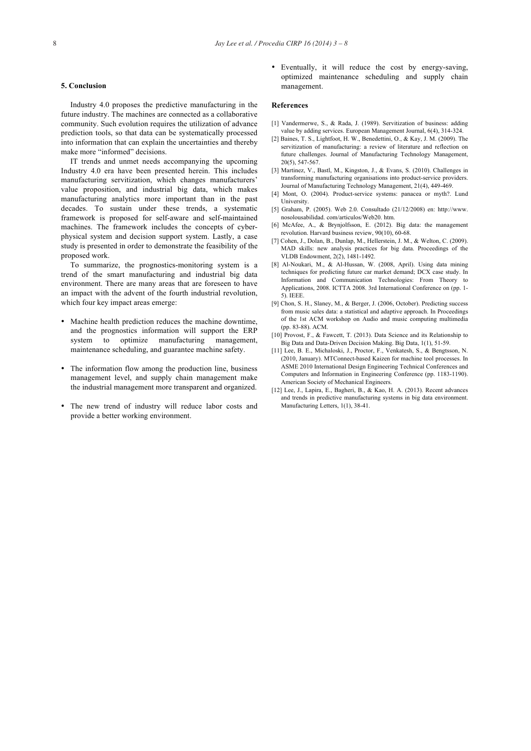## 5. Conclusion

Industry 4.0 proposes the predictive manufacturing in the future industry. The machines are connected as a collaborative community. Such evolution requires the utilization of advance prediction tools, so that data can be systematically processed into information that can explain the uncertainties and thereby make more "informed" decisions.

IT trends and unmet needs accompanying the upcoming Industry 4.0 era have been presented herein. This includes manufacturing servitization, which changes manufacturers' value proposition, and industrial big data, which makes manufacturing analytics more important than in the past decades. To sustain under these trends, a systematic framework is proposed for self-aware and self-maintained machines. The framework includes the concepts of cyber-physical system and decision support system. Lastly, a case study is presented in order to demonstrate the feasibility of the proposed work.

To summarize, the prognostics-monitoring system is a trend of the smart manufacturing and industrial big data environment. There are many areas that are foreseen to have an impact with the advent of the fourth industrial revolution, which four key impact areas emerge:

- Machine health prediction reduces the machine downtime, and the prognostics information will support the ERP system to optimize manufacturing management, maintenance scheduling, and guarantee machine safety.
- The information flow among the production line, business management level, and supply chain management make the industrial management more transparent and organized.
- The new trend of industry will reduce labor costs and provide a better working environment.
- Eventually, it will reduce the cost by energy-saving, optimized maintenance scheduling and supply chain management.

## References

[1] Vandermerwe, S., & Rada, J. (1989). Servitization of business: adding value by adding services. European Management Journal, 6(4), 314-324.

[2] Baines, T. S., Lightfoot, H. W., Benedettini, O., & Kay, J. M. (2009). The servitization of manufacturing: a review of literature and reflection on future challenges. Journal of Manufacturing Technology Management, 20(5), 547-567.

[3] Martinez, V., Bastl, M., Kingston, J., & Evans, S. (2010). Challenges in transforming manufacturing organisations into product-service providers. Journal of Manufacturing Technology Management, 21(4), 449-469.

[4] Mont, O. (2004). Product-service systems: panacea or myth?. Lund University.

[5] Graham, P. (2005). Web 2.0. Consultado (21/12/2008) en: http://www. nosolousabilidad. com/articulos/Web20. htm.

[6] McAfee, A., & Brynjolfsson, E. (2012). Big data: the management revolution. Harvard business review, 90(10), 60-68.

[7] Cohen, J., Dolan, B., Dunlap, M., Hellerstein, J. M., & Welton, C. (2009). MAD skills: new analysis practices for big data. Proceedings of the VLDB Endowment, 2(2), 1481-1492.

[8] Al-Noukari, M., & Al-Hussan, W. (2008, April). Using data mining techniques for predicting future car market demand; DCX case study. In Information and Communication Technologies: From Theory to Applications, 2008. ICTTA 2008. 3rd International Conference on (pp. 1-5). IEEE.

[9] Chon, S. H., Slaney, M., & Berger, J. (2006, October). Predicting success from music sales data: a statistical and adaptive approach. In Proceedings of the 1st ACM workshop on Audio and music computing multimedia (pp. 83-88). ACM.

[10] Provost, F., & Fawcett, T. (2013). Data Science and its Relationship to Big Data and Data-Driven Decision Making. Big Data, 1(1), 51-59.

[11] Lee, B. E., Michaloski, J., Proctor, F., Venkatesh, S., & Bengtsson, N. (2010, January). MTConnect-based Kaizen for machine tool processes. In ASME 2010 International Design Engineering Technical Conferences and Computers and Information in Engineering Conference (pp. 1183-1190). American Society of Mechanical Engineers.

[12] Lee, J., Lapira, E., Bagheri, B., & Kao, H. A. (2013). Recent advances and trends in predictive manufacturing systems in big data environment. Manufacturing Letters, 1(1), 38-41.